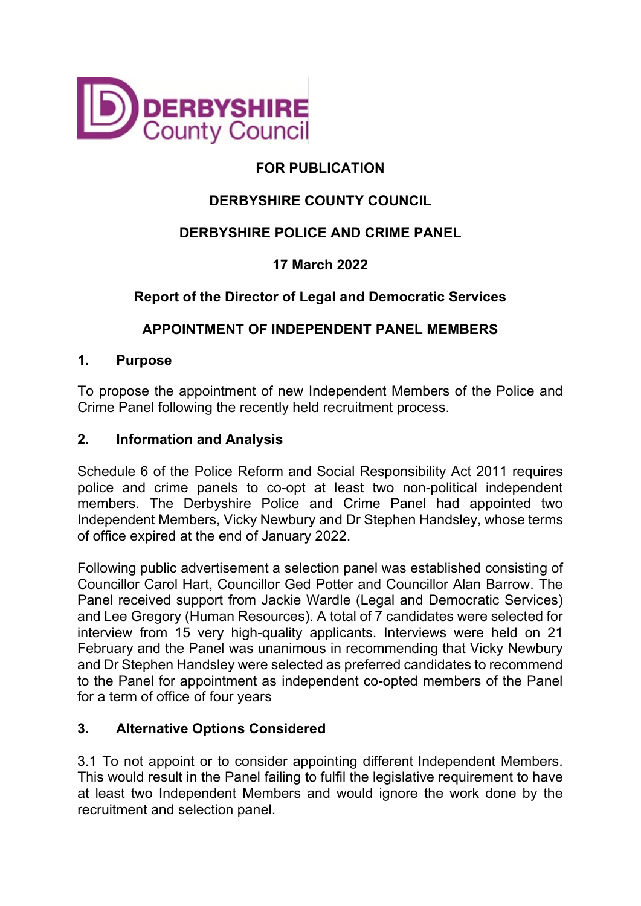DERBYSHIRE County Council

**FOR PUBLICATION**

**DERBYSHIRE COUNTY COUNCIL**

**DERBYSHIRE POLICE AND CRIME PANEL**

**17 March 2022**

**Report of the Director of Legal and Democratic Services**

**APPOINTMENT OF INDEPENDENT PANEL MEMBERS**

## 1. Purpose

To propose the appointment of new Independent Members of the Police and Crime Panel following the recently held recruitment process.

## 2. Information and Analysis

Schedule 6 of the Police Reform and Social Responsibility Act 2011 requires police and crime panels to co-opt at least two non-political independent members. The Derbyshire Police and Crime Panel had appointed two Independent Members, Vicky Newbury and Dr Stephen Handsley, whose terms of office expired at the end of January 2022.

Following public advertisement a selection panel was established consisting of Councillor Carol Hart, Councillor Ged Potter and Councillor Alan Barrow. The Panel received support from Jackie Wardle (Legal and Democratic Services) and Lee Gregory (Human Resources). A total of 7 candidates were selected for interview from 15 very high-quality applicants. Interviews were held on 21 February and the Panel was unanimous in recommending that Vicky Newbury and Dr Stephen Handsley were selected as preferred candidates to recommend to the Panel for appointment as independent co-opted members of the Panel for a term of office of four years

## 3. Alternative Options Considered

3.1 To not appoint or to consider appointing different Independent Members. This would result in the Panel failing to fulfil the legislative requirement to have at least two Independent Members and would ignore the work done by the recruitment and selection panel.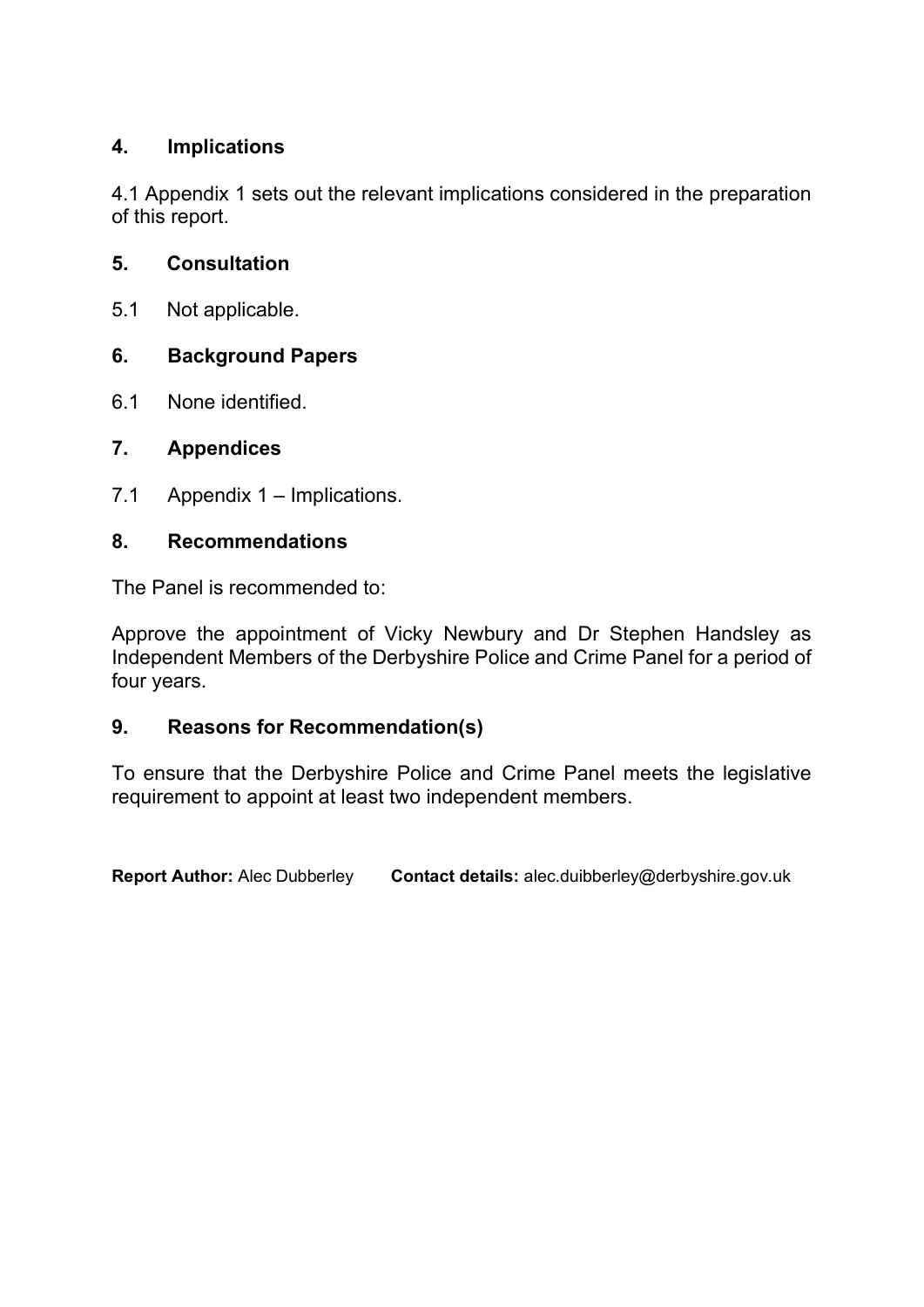## 4. Implications

4.1 Appendix 1 sets out the relevant implications considered in the preparation of this report.

## 5. Consultation

5.1 Not applicable.

## 6. Background Papers

6.1 None identified.

## 7. Appendices

7.1 Appendix 1 – Implications.

## 8. Recommendations

The Panel is recommended to:

Approve the appointment of Vicky Newbury and Dr Stephen Handsley as Independent Members of the Derbyshire Police and Crime Panel for a period of four years.

## 9. Reasons for Recommendation(s)

To ensure that the Derbyshire Police and Crime Panel meets the legislative requirement to appoint at least two independent members.

**Report Author:** Alec Dubberley **Contact details:** alec.duibberley@derbyshire.gov.uk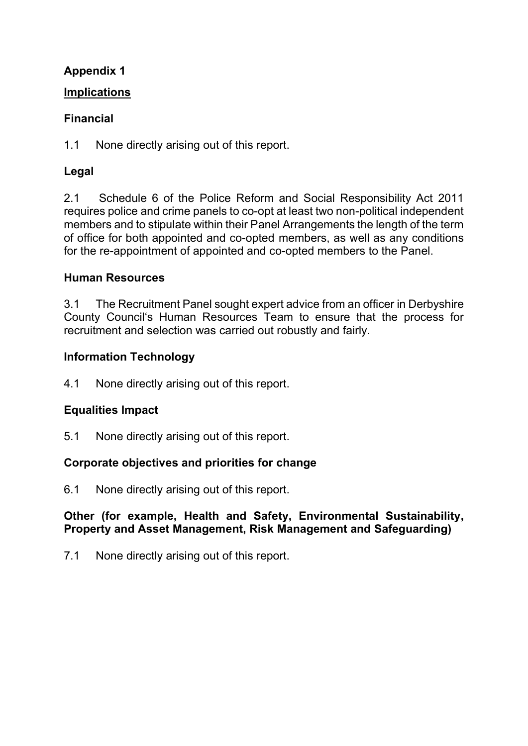**Appendix 1**

**Implications**

**Financial**

1.1 None directly arising out of this report.

**Legal**

2.1 Schedule 6 of the Police Reform and Social Responsibility Act 2011 requires police and crime panels to co-opt at least two non-political independent members and to stipulate within their Panel Arrangements the length of the term of office for both appointed and co-opted members, as well as any conditions for the re-appointment of appointed and co-opted members to the Panel.

**Human Resources**

3.1 The Recruitment Panel sought expert advice from an officer in Derbyshire County Council's Human Resources Team to ensure that the process for recruitment and selection was carried out robustly and fairly.

**Information Technology**

4.1 None directly arising out of this report.

**Equalities Impact**

5.1 None directly arising out of this report.

**Corporate objectives and priorities for change**

6.1 None directly arising out of this report.

**Other (for example, Health and Safety, Environmental Sustainability, Property and Asset Management, Risk Management and Safeguarding)**

7.1 None directly arising out of this report.